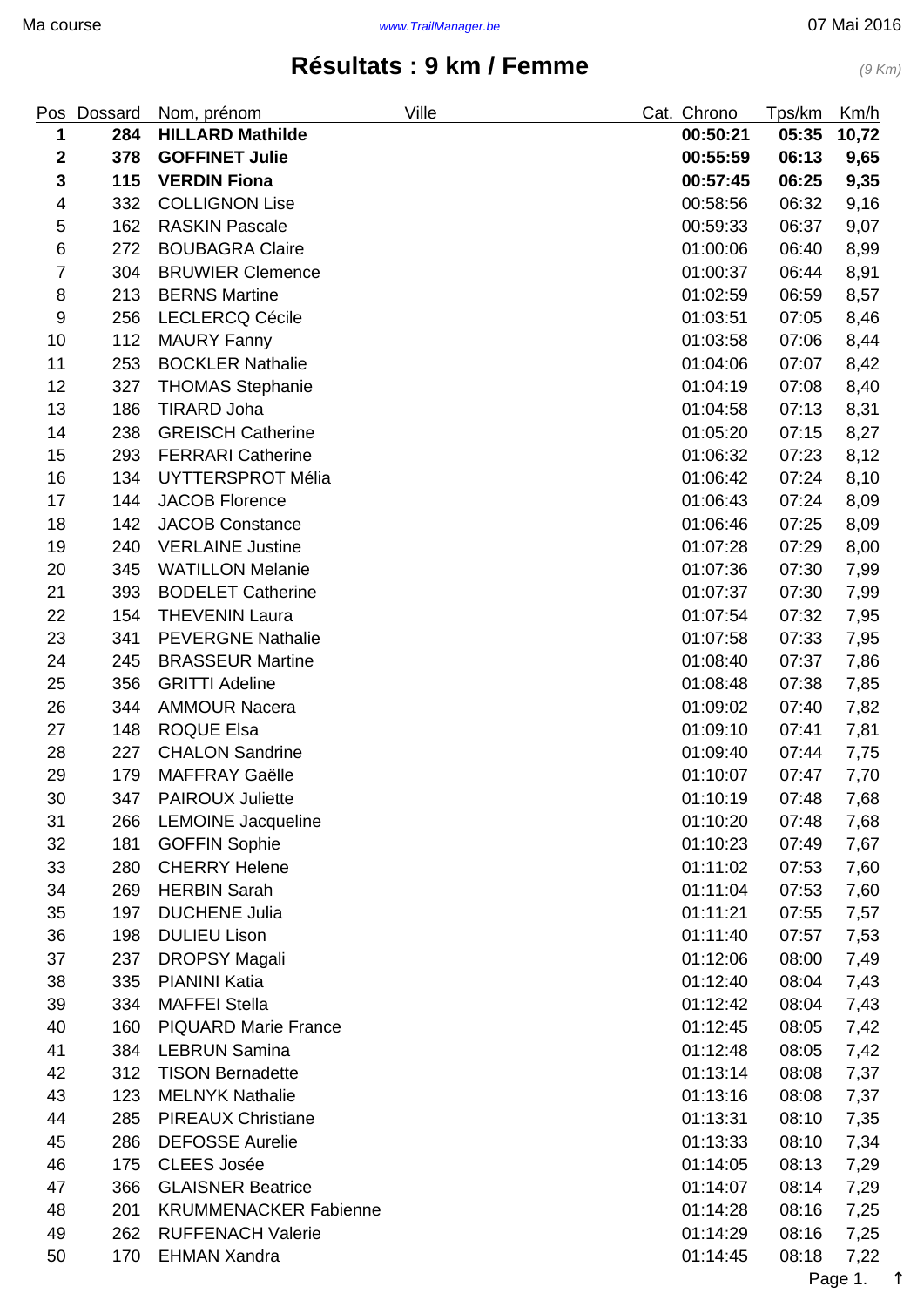# Résultats : 9 km / Femme

*(9 Km)*

| Pos | Dossard | Nom, prénom | Ville | Cat. | Chrono | Tps/km | Km/h |
|---|---|---|---|---|---|---|---|
| **1** | **284** | **HILLARD Mathilde** | | | **00:50:21** | **05:35** | **10,72** |
| **2** | **378** | **GOFFINET Julie** | | | **00:55:59** | **06:13** | **9,65** |
| **3** | **115** | **VERDIN Fiona** | | | **00:57:45** | **06:25** | **9,35** |
| 4 | 332 | COLLIGNON Lise | | | 00:58:56 | 06:32 | 9,16 |
| 5 | 162 | RASKIN Pascale | | | 00:59:33 | 06:37 | 9,07 |
| 6 | 272 | BOUBAGRA Claire | | | 01:00:06 | 06:40 | 8,99 |
| 7 | 304 | BRUWIER Clemence | | | 01:00:37 | 06:44 | 8,91 |
| 8 | 213 | BERNS Martine | | | 01:02:59 | 06:59 | 8,57 |
| 9 | 256 | LECLERCQ Cécile | | | 01:03:51 | 07:05 | 8,46 |
| 10 | 112 | MAURY Fanny | | | 01:03:58 | 07:06 | 8,44 |
| 11 | 253 | BOCKLER Nathalie | | | 01:04:06 | 07:07 | 8,42 |
| 12 | 327 | THOMAS Stephanie | | | 01:04:19 | 07:08 | 8,40 |
| 13 | 186 | TIRARD Joha | | | 01:04:58 | 07:13 | 8,31 |
| 14 | 238 | GREISCH Catherine | | | 01:05:20 | 07:15 | 8,27 |
| 15 | 293 | FERRARI Catherine | | | 01:06:32 | 07:23 | 8,12 |
| 16 | 134 | UYTTERSPROT Mélia | | | 01:06:42 | 07:24 | 8,10 |
| 17 | 144 | JACOB Florence | | | 01:06:43 | 07:24 | 8,09 |
| 18 | 142 | JACOB Constance | | | 01:06:46 | 07:25 | 8,09 |
| 19 | 240 | VERLAINE Justine | | | 01:07:28 | 07:29 | 8,00 |
| 20 | 345 | WATILLON Melanie | | | 01:07:36 | 07:30 | 7,99 |
| 21 | 393 | BODELET Catherine | | | 01:07:37 | 07:30 | 7,99 |
| 22 | 154 | THEVENIN Laura | | | 01:07:54 | 07:32 | 7,95 |
| 23 | 341 | PEVERGNE Nathalie | | | 01:07:58 | 07:33 | 7,95 |
| 24 | 245 | BRASSEUR Martine | | | 01:08:40 | 07:37 | 7,86 |
| 25 | 356 | GRITTI Adeline | | | 01:08:48 | 07:38 | 7,85 |
| 26 | 344 | AMMOUR Nacera | | | 01:09:02 | 07:40 | 7,82 |
| 27 | 148 | ROQUE Elsa | | | 01:09:10 | 07:41 | 7,81 |
| 28 | 227 | CHALON Sandrine | | | 01:09:40 | 07:44 | 7,75 |
| 29 | 179 | MAFFRAY Gaëlle | | | 01:10:07 | 07:47 | 7,70 |
| 30 | 347 | PAIROUX Juliette | | | 01:10:19 | 07:48 | 7,68 |
| 31 | 266 | LEMOINE Jacqueline | | | 01:10:20 | 07:48 | 7,68 |
| 32 | 181 | GOFFIN Sophie | | | 01:10:23 | 07:49 | 7,67 |
| 33 | 280 | CHERRY Helene | | | 01:11:02 | 07:53 | 7,60 |
| 34 | 269 | HERBIN Sarah | | | 01:11:04 | 07:53 | 7,60 |
| 35 | 197 | DUCHENE Julia | | | 01:11:21 | 07:55 | 7,57 |
| 36 | 198 | DULIEU Lison | | | 01:11:40 | 07:57 | 7,53 |
| 37 | 237 | DROPSY Magali | | | 01:12:06 | 08:00 | 7,49 |
| 38 | 335 | PIANINI Katia | | | 01:12:40 | 08:04 | 7,43 |
| 39 | 334 | MAFFEI Stella | | | 01:12:42 | 08:04 | 7,43 |
| 40 | 160 | PIQUARD Marie France | | | 01:12:45 | 08:05 | 7,42 |
| 41 | 384 | LEBRUN Samina | | | 01:12:48 | 08:05 | 7,42 |
| 42 | 312 | TISON Bernadette | | | 01:13:14 | 08:08 | 7,37 |
| 43 | 123 | MELNYK Nathalie | | | 01:13:16 | 08:08 | 7,37 |
| 44 | 285 | PIREAUX Christiane | | | 01:13:31 | 08:10 | 7,35 |
| 45 | 286 | DEFOSSE Aurelie | | | 01:13:33 | 08:10 | 7,34 |
| 46 | 175 | CLEES Josée | | | 01:14:05 | 08:13 | 7,29 |
| 47 | 366 | GLAISNER Beatrice | | | 01:14:07 | 08:14 | 7,29 |
| 48 | 201 | KRUMMENACKER Fabienne | | | 01:14:28 | 08:16 | 7,25 |
| 49 | 262 | RUFFENACH Valerie | | | 01:14:29 | 08:16 | 7,25 |
| 50 | 170 | EHMAN Xandra | | | 01:14:45 | 08:18 | 7,22 |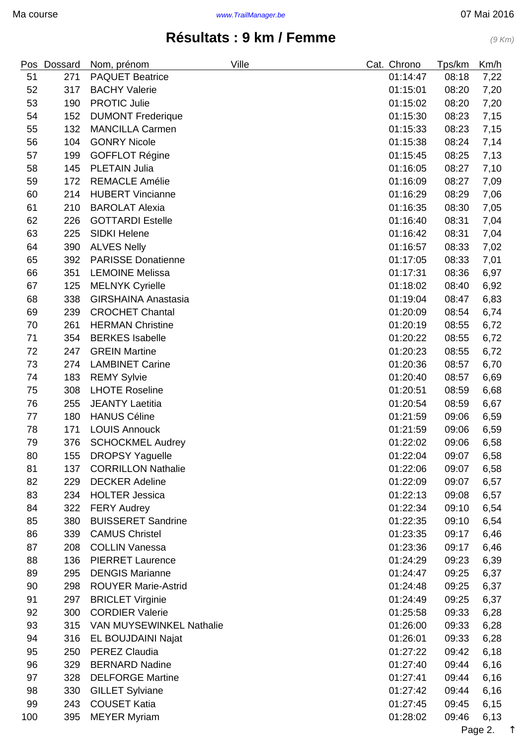# Résultats : 9 km / Femme

*(9 Km)*

| Pos | Dossard | Nom, prénom | Ville | Cat. | Chrono | Tps/km | Km/h |
|---|---|---|---|---|---|---|---|
| 51 | 271 | PAQUET Beatrice | | | 01:14:47 | 08:18 | 7,22 |
| 52 | 317 | BACHY Valerie | | | 01:15:01 | 08:20 | 7,20 |
| 53 | 190 | PROTIC Julie | | | 01:15:02 | 08:20 | 7,20 |
| 54 | 152 | DUMONT Frederique | | | 01:15:30 | 08:23 | 7,15 |
| 55 | 132 | MANCILLA Carmen | | | 01:15:33 | 08:23 | 7,15 |
| 56 | 104 | GONRY Nicole | | | 01:15:38 | 08:24 | 7,14 |
| 57 | 199 | GOFFLOT Régine | | | 01:15:45 | 08:25 | 7,13 |
| 58 | 145 | PLETAIN Julia | | | 01:16:05 | 08:27 | 7,10 |
| 59 | 172 | REMACLE Amélie | | | 01:16:09 | 08:27 | 7,09 |
| 60 | 214 | HUBERT Vincianne | | | 01:16:29 | 08:29 | 7,06 |
| 61 | 210 | BAROLAT Alexia | | | 01:16:35 | 08:30 | 7,05 |
| 62 | 226 | GOTTARDI Estelle | | | 01:16:40 | 08:31 | 7,04 |
| 63 | 225 | SIDKI Helene | | | 01:16:42 | 08:31 | 7,04 |
| 64 | 390 | ALVES Nelly | | | 01:16:57 | 08:33 | 7,02 |
| 65 | 392 | PARISSE Donatienne | | | 01:17:05 | 08:33 | 7,01 |
| 66 | 351 | LEMOINE Melissa | | | 01:17:31 | 08:36 | 6,97 |
| 67 | 125 | MELNYK Cyrielle | | | 01:18:02 | 08:40 | 6,92 |
| 68 | 338 | GIRSHAINA Anastasia | | | 01:19:04 | 08:47 | 6,83 |
| 69 | 239 | CROCHET Chantal | | | 01:20:09 | 08:54 | 6,74 |
| 70 | 261 | HERMAN Christine | | | 01:20:19 | 08:55 | 6,72 |
| 71 | 354 | BERKES Isabelle | | | 01:20:22 | 08:55 | 6,72 |
| 72 | 247 | GREIN Martine | | | 01:20:23 | 08:55 | 6,72 |
| 73 | 274 | LAMBINET Carine | | | 01:20:36 | 08:57 | 6,70 |
| 74 | 183 | REMY Sylvie | | | 01:20:40 | 08:57 | 6,69 |
| 75 | 308 | LHOTE Roseline | | | 01:20:51 | 08:59 | 6,68 |
| 76 | 255 | JEANTY Laetitia | | | 01:20:54 | 08:59 | 6,67 |
| 77 | 180 | HANUS Céline | | | 01:21:59 | 09:06 | 6,59 |
| 78 | 171 | LOUIS Annouck | | | 01:21:59 | 09:06 | 6,59 |
| 79 | 376 | SCHOCKMEL Audrey | | | 01:22:02 | 09:06 | 6,58 |
| 80 | 155 | DROPSY Yaguelle | | | 01:22:04 | 09:07 | 6,58 |
| 81 | 137 | CORRILLON Nathalie | | | 01:22:06 | 09:07 | 6,58 |
| 82 | 229 | DECKER Adeline | | | 01:22:09 | 09:07 | 6,57 |
| 83 | 234 | HOLTER Jessica | | | 01:22:13 | 09:08 | 6,57 |
| 84 | 322 | FERY Audrey | | | 01:22:34 | 09:10 | 6,54 |
| 85 | 380 | BUISSERET Sandrine | | | 01:22:35 | 09:10 | 6,54 |
| 86 | 339 | CAMUS Christel | | | 01:23:35 | 09:17 | 6,46 |
| 87 | 208 | COLLIN Vanessa | | | 01:23:36 | 09:17 | 6,46 |
| 88 | 136 | PIERRET Laurence | | | 01:24:29 | 09:23 | 6,39 |
| 89 | 295 | DENGIS Marianne | | | 01:24:47 | 09:25 | 6,37 |
| 90 | 298 | ROUYER Marie-Astrid | | | 01:24:48 | 09:25 | 6,37 |
| 91 | 297 | BRICLET Virginie | | | 01:24:49 | 09:25 | 6,37 |
| 92 | 300 | CORDIER Valerie | | | 01:25:58 | 09:33 | 6,28 |
| 93 | 315 | VAN MUYSEWINKEL Nathalie | | | 01:26:00 | 09:33 | 6,28 |
| 94 | 316 | EL BOUJDAINI Najat | | | 01:26:01 | 09:33 | 6,28 |
| 95 | 250 | PEREZ Claudia | | | 01:27:22 | 09:42 | 6,18 |
| 96 | 329 | BERNARD Nadine | | | 01:27:40 | 09:44 | 6,16 |
| 97 | 328 | DELFORGE Martine | | | 01:27:41 | 09:44 | 6,16 |
| 98 | 330 | GILLET Sylviane | | | 01:27:42 | 09:44 | 6,16 |
| 99 | 243 | COUSET Katia | | | 01:27:45 | 09:45 | 6,15 |
| 100 | 395 | MEYER Myriam | | | 01:28:02 | 09:46 | 6,13 |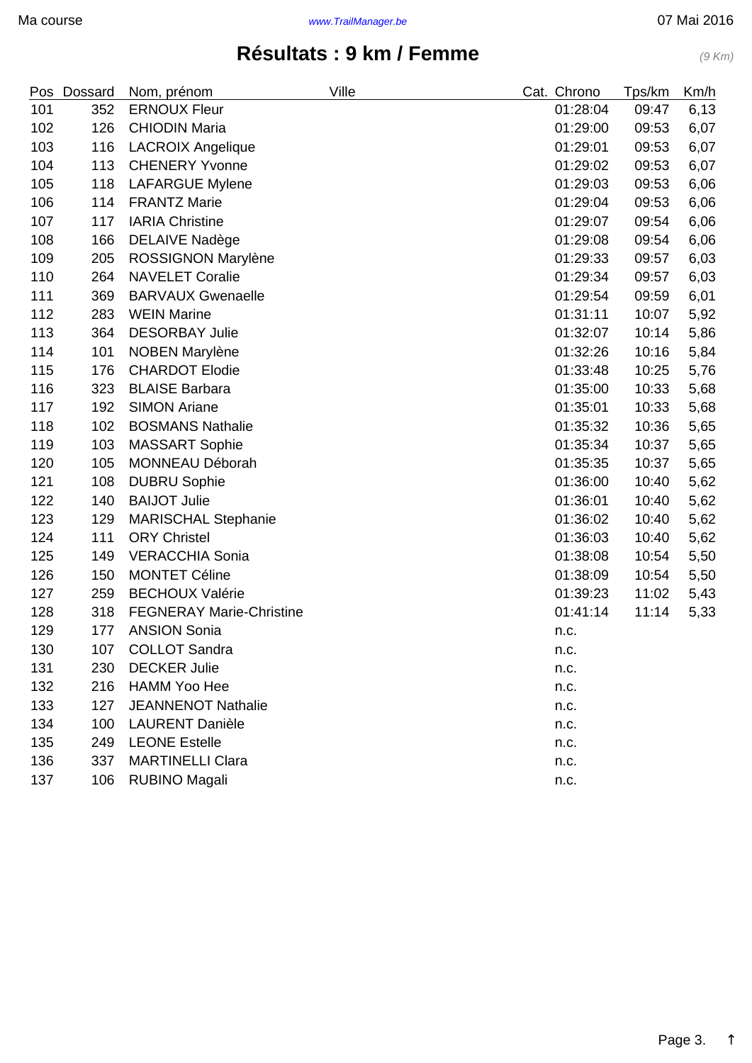# Résultats : 9 km / Femme

*(9 Km)*

| Pos | Dossard | Nom, prénom | Ville | Cat. | Chrono | Tps/km | Km/h |
|---|---|---|---|---|---|---|---|
| 101 | 352 | ERNOUX Fleur | | | 01:28:04 | 09:47 | 6,13 |
| 102 | 126 | CHIODIN Maria | | | 01:29:00 | 09:53 | 6,07 |
| 103 | 116 | LACROIX Angelique | | | 01:29:01 | 09:53 | 6,07 |
| 104 | 113 | CHENERY Yvonne | | | 01:29:02 | 09:53 | 6,07 |
| 105 | 118 | LAFARGUE Mylene | | | 01:29:03 | 09:53 | 6,06 |
| 106 | 114 | FRANTZ Marie | | | 01:29:04 | 09:53 | 6,06 |
| 107 | 117 | IARIA Christine | | | 01:29:07 | 09:54 | 6,06 |
| 108 | 166 | DELAIVE Nadège | | | 01:29:08 | 09:54 | 6,06 |
| 109 | 205 | ROSSIGNON Marylène | | | 01:29:33 | 09:57 | 6,03 |
| 110 | 264 | NAVELET Coralie | | | 01:29:34 | 09:57 | 6,03 |
| 111 | 369 | BARVAUX Gwenaelle | | | 01:29:54 | 09:59 | 6,01 |
| 112 | 283 | WEIN Marine | | | 01:31:11 | 10:07 | 5,92 |
| 113 | 364 | DESORBAY Julie | | | 01:32:07 | 10:14 | 5,86 |
| 114 | 101 | NOBEN Marylène | | | 01:32:26 | 10:16 | 5,84 |
| 115 | 176 | CHARDOT Elodie | | | 01:33:48 | 10:25 | 5,76 |
| 116 | 323 | BLAISE Barbara | | | 01:35:00 | 10:33 | 5,68 |
| 117 | 192 | SIMON Ariane | | | 01:35:01 | 10:33 | 5,68 |
| 118 | 102 | BOSMANS Nathalie | | | 01:35:32 | 10:36 | 5,65 |
| 119 | 103 | MASSART Sophie | | | 01:35:34 | 10:37 | 5,65 |
| 120 | 105 | MONNEAU Déborah | | | 01:35:35 | 10:37 | 5,65 |
| 121 | 108 | DUBRU Sophie | | | 01:36:00 | 10:40 | 5,62 |
| 122 | 140 | BAIJOT Julie | | | 01:36:01 | 10:40 | 5,62 |
| 123 | 129 | MARISCHAL Stephanie | | | 01:36:02 | 10:40 | 5,62 |
| 124 | 111 | ORY Christel | | | 01:36:03 | 10:40 | 5,62 |
| 125 | 149 | VERACCHIA Sonia | | | 01:38:08 | 10:54 | 5,50 |
| 126 | 150 | MONTET Céline | | | 01:38:09 | 10:54 | 5,50 |
| 127 | 259 | BECHOUX Valérie | | | 01:39:23 | 11:02 | 5,43 |
| 128 | 318 | FEGNERAY Marie-Christine | | | 01:41:14 | 11:14 | 5,33 |
| 129 | 177 | ANSION Sonia | | | n.c. | | |
| 130 | 107 | COLLOT Sandra | | | n.c. | | |
| 131 | 230 | DECKER Julie | | | n.c. | | |
| 132 | 216 | HAMM Yoo Hee | | | n.c. | | |
| 133 | 127 | JEANNENOT Nathalie | | | n.c. | | |
| 134 | 100 | LAURENT Danièle | | | n.c. | | |
| 135 | 249 | LEONE Estelle | | | n.c. | | |
| 136 | 337 | MARTINELLI Clara | | | n.c. | | |
| 137 | 106 | RUBINO Magali | | | n.c. | | |